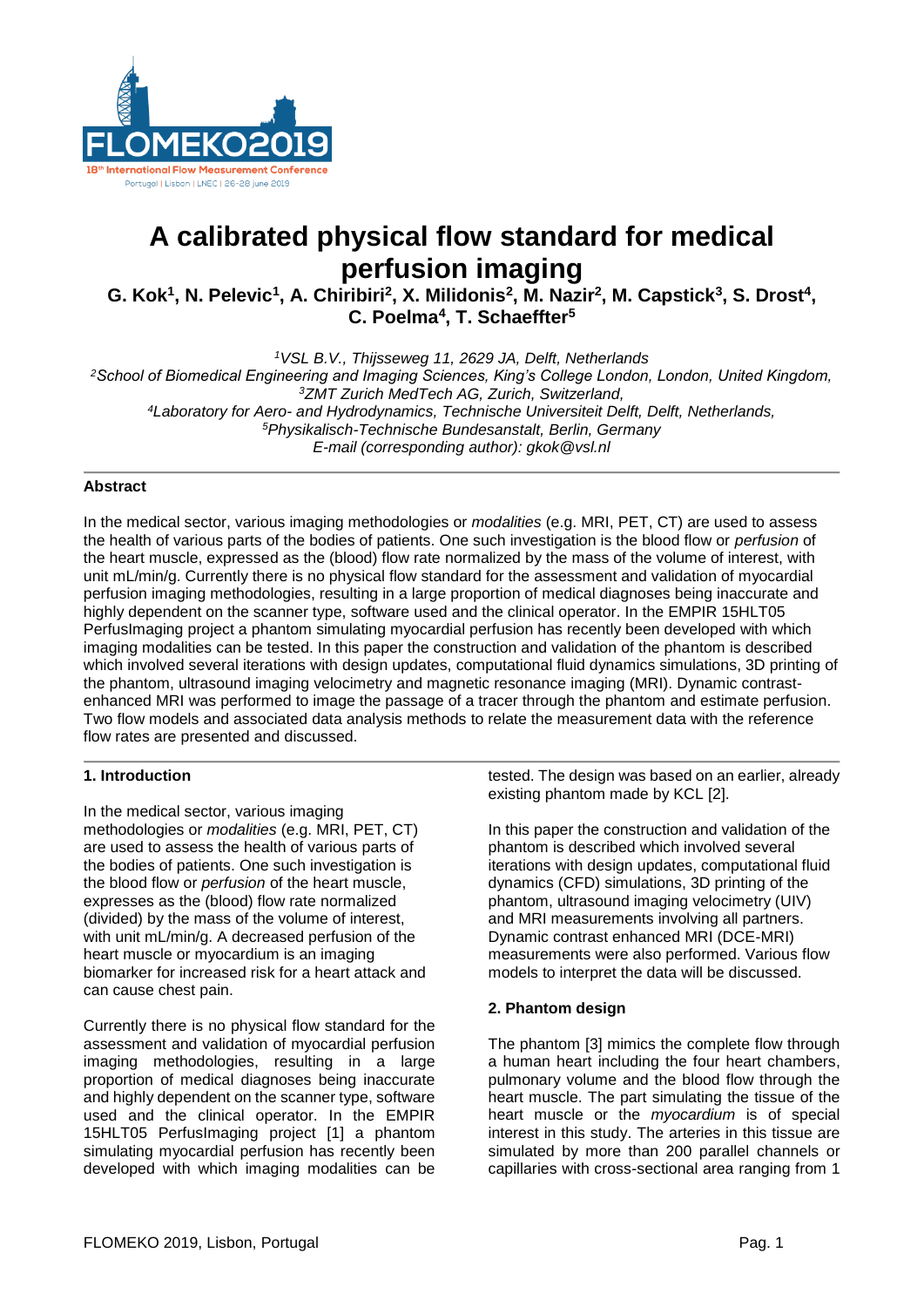# A calibrated physical flow standard for medical perfusion imaging

**G. Kok[1], N. Pelevic[1], A. Chiribiri[2], X. Milidonis[2], M. Nazir[2], M. Capstick[3], S. Drost[4], C. Poelma[4], T. Schaeffter[5]**

*[1]VSL B.V., Thijsseweg 11, 2629 JA, Delft, Netherlands*
*[2]School of Biomedical Engineering and Imaging Sciences, King's College London, London, United Kingdom,*
*[3]ZMT Zurich MedTech AG, Zurich, Switzerland,*
*[4]Laboratory for Aero- and Hydrodynamics, Technische Universiteit Delft, Delft, Netherlands,*
*[5]Physikalisch-Technische Bundesanstalt, Berlin, Germany*
*E-mail (corresponding author): gkok@vsl.nl*

### Abstract

In the medical sector, various imaging methodologies or *modalities* (e.g. MRI, PET, CT) are used to assess the health of various parts of the bodies of patients. One such investigation is the blood flow or *perfusion* of the heart muscle, expressed as the (blood) flow rate normalized by the mass of the volume of interest, with unit mL/min/g. Currently there is no physical flow standard for the assessment and validation of myocardial perfusion imaging methodologies, resulting in a large proportion of medical diagnoses being inaccurate and highly dependent on the scanner type, software used and the clinical operator. In the EMPIR 15HLT05 PerfusImaging project a phantom simulating myocardial perfusion has recently been developed with which imaging modalities can be tested. In this paper the construction and validation of the phantom is described which involved several iterations with design updates, computational fluid dynamics simulations, 3D printing of the phantom, ultrasound imaging velocimetry and magnetic resonance imaging (MRI). Dynamic contrast-enhanced MRI was performed to image the passage of a tracer through the phantom and estimate perfusion. Two flow models and associated data analysis methods to relate the measurement data with the reference flow rates are presented and discussed.

### 1. Introduction

In the medical sector, various imaging methodologies or *modalities* (e.g. MRI, PET, CT) are used to assess the health of various parts of the bodies of patients. One such investigation is the blood flow or *perfusion* of the heart muscle, expresses as the (blood) flow rate normalized (divided) by the mass of the volume of interest, with unit mL/min/g. A decreased perfusion of the heart muscle or myocardium is an imaging biomarker for increased risk for a heart attack and can cause chest pain.

Currently there is no physical flow standard for the assessment and validation of myocardial perfusion imaging methodologies, resulting in a large proportion of medical diagnoses being inaccurate and highly dependent on the scanner type, software used and the clinical operator. In the EMPIR 15HLT05 PerfusImaging project [1] a phantom simulating myocardial perfusion has recently been developed with which imaging modalities can be tested. The design was based on an earlier, already existing phantom made by KCL [2].

In this paper the construction and validation of the phantom is described which involved several iterations with design updates, computational fluid dynamics (CFD) simulations, 3D printing of the phantom, ultrasound imaging velocimetry (UIV) and MRI measurements involving all partners. Dynamic contrast enhanced MRI (DCE-MRI) measurements were also performed. Various flow models to interpret the data will be discussed.

### 2. Phantom design

The phantom [3] mimics the complete flow through a human heart including the four heart chambers, pulmonary volume and the blood flow through the heart muscle. The part simulating the tissue of the heart muscle or the *myocardium* is of special interest in this study. The arteries in this tissue are simulated by more than 200 parallel channels or capillaries with cross-sectional area ranging from 1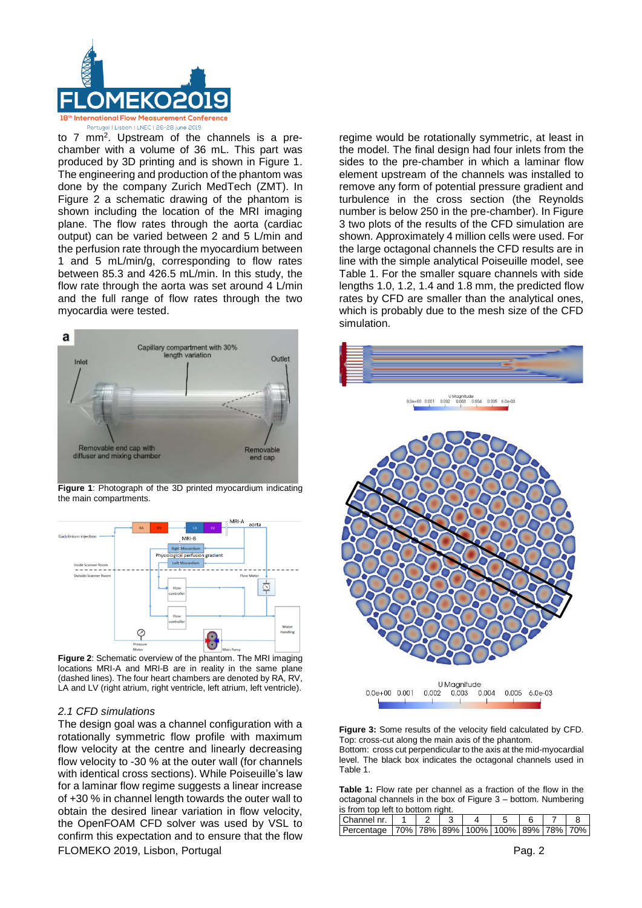to 7 $mm^2$. Upstream of the channels is a pre-chamber with a volume of 36 mL. This part was produced by 3D printing and is shown in Figure 1. The engineering and production of the phantom was done by the company Zurich MedTech (ZMT). In Figure 2 a schematic drawing of the phantom is shown including the location of the MRI imaging plane. The flow rates through the aorta (cardiac output) can be varied between 2 and 5 L/min and the perfusion rate through the myocardium between 1 and 5 mL/min/g, corresponding to flow rates between 85.3 and 426.5 mL/min. In this study, the flow rate through the aorta was set around 4 L/min and the full range of flow rates through the two myocardia were tested.

**Figure 1**: Photograph of the 3D printed myocardium indicating the main compartments.

**Figure 2**: Schematic overview of the phantom. The MRI imaging locations MRI-A and MRI-B are in reality in the same plane (dashed lines). The four heart chambers are denoted by RA, RV, LA and LV (right atrium, right ventricle, left atrium, left ventricle).

### *2.1 CFD simulations*

The design goal was a channel configuration with a rotationally symmetric flow profile with maximum flow velocity at the center and linearly decreasing flow velocity to -30 % at the outer wall (for channels with identical cross sections). While Poiseuille's law for a laminar flow regime suggests a linear increase of +30 % in channel length towards the outer wall to obtain the desired linear variation in flow velocity, the OpenFOAM CFD solver was used by VSL to confirm this expectation and to ensure that the flow regime would be rotationally symmetric, at least in the model. The final design had four inlets from the sides to the pre-chamber in which a laminar flow element upstream of the channels was installed to remove any form of potential pressure gradient and turbulence in the cross section (the Reynolds number is below 250 in the pre-chamber). In Figure 3 two plots of the results of the CFD simulation are shown. Approximately 4 million cells were used. For the large octagonal channels the CFD results are in line with the simple analytical Poiseuille model, see Table 1. For the smaller square channels with side lengths 1.0, 1.2, 1.4 and 1.8 mm, the predicted flow rates by CFD are smaller than the analytical ones, which is probably due to the mesh size of the CFD simulation.

**Figure 3:** Some results of the velocity field calculated by CFD. Top: cross-cut along the main axis of the phantom.
Bottom: cross cut perpendicular to the axis at the mid-myocardial level. The black box indicates the octagonal channels used in Table 1.

**Table 1:** Flow rate per channel as a fraction of the flow in the octagonal channels in the box of Figure 3 – bottom. Numbering is from top left to bottom right.

| Channel nr. | 1 | 2 | 3 | 4 | 5 | 6 | 7 | 8 |
|---|---|---|---|---|---|---|---|---|
| Percentage | 70% | 78% | 89% | 100% | 100% | 89% | 78% | 70% |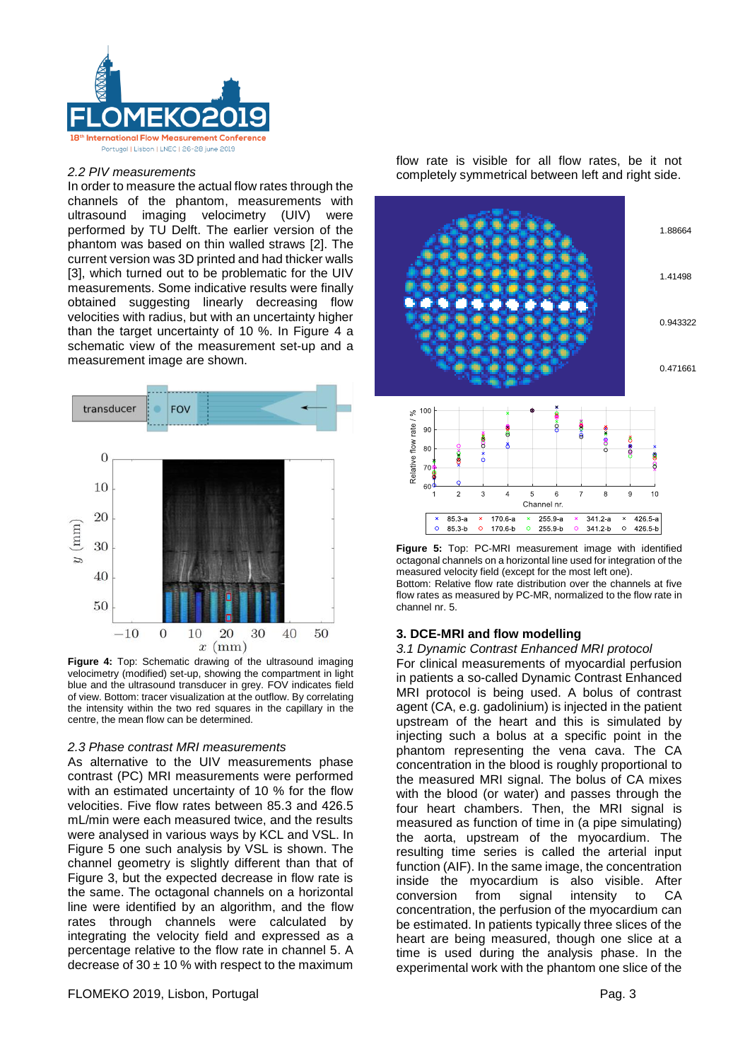### 2.2 PIV measurements

In order to measure the actual flow rates through the channels of the phantom, measurements with ultrasound imaging velocimetry (UIV) were performed by TU Delft. The earlier version of the phantom was based on thin walled straws [2]. The current version was 3D printed and had thicker walls [3], which turned out to be problematic for the UIV measurements. Some indicative results were finally obtained suggesting linearly decreasing flow velocities with radius, but with an uncertainty higher than the target uncertainty of 10 %. In Figure 4 a schematic view of the measurement set-up and a measurement image are shown.

**Figure 4:** Top: Schematic drawing of the ultrasound imaging velocimetry (modified) set-up, showing the compartment in light blue and the ultrasound transducer in grey. FOV indicates field of view. Bottom: tracer visualization at the outflow. By correlating the intensity within the two red squares in the capillary in the centre, the mean flow can be determined.

### 2.3 Phase contrast MRI measurements

As alternative to the UIV measurements phase contrast (PC) MRI measurements were performed with an estimated uncertainty of 10 % for the flow velocities. Five flow rates between 85.3 and 426.5 mL/min were each measured twice, and the results were analysed in various ways by KCL and VSL. In Figure 5 one such analysis by VSL is shown. The channel geometry is slightly different than that of Figure 3, but the expected decrease in flow rate is the same. The octagonal channels on a horizontal line were identified by an algorithm, and the flow rates through channels were calculated by integrating the velocity field and expressed as a percentage relative to the flow rate in channel 5. A decrease of 30 ± 10 % with respect to the maximum flow rate is visible for all flow rates, be it not completely symmetrical between left and right side.

**Figure 5:** Top: PC-MRI measurement image with identified octagonal channels on a horizontal line used for integration of the measured velocity field (except for the most left one). Bottom: Relative flow rate distribution over the channels at five flow rates as measured by PC-MR, normalized to the flow rate in channel nr. 5.

## 3. DCE-MRI and flow modelling

### 3.1 Dynamic Contrast Enhanced MRI protocol

For clinical measurements of myocardial perfusion in patients a so-called Dynamic Contrast Enhanced MRI protocol is being used. A bolus of contrast agent (CA, e.g. gadolinium) is injected in the patient upstream of the heart and this is simulated by injecting such a bolus at a specific point in the phantom representing the vena cava. The CA concentration in the blood is roughly proportional to the measured MRI signal. The bolus of CA mixes with the blood (or water) and passes through the four heart chambers. Then, the MRI signal is measured as function of time in (a pipe simulating) the aorta, upstream of the myocardium. The resulting time series is called the arterial input function (AIF). In the same image, the concentration inside the myocardium is also visible. After conversion from signal intensity to CA concentration, the perfusion of the myocardium can be estimated. In patients typically three slices of the heart are being measured, though one slice at a time is used during the analysis phase. In the experimental work with the phantom one slice of the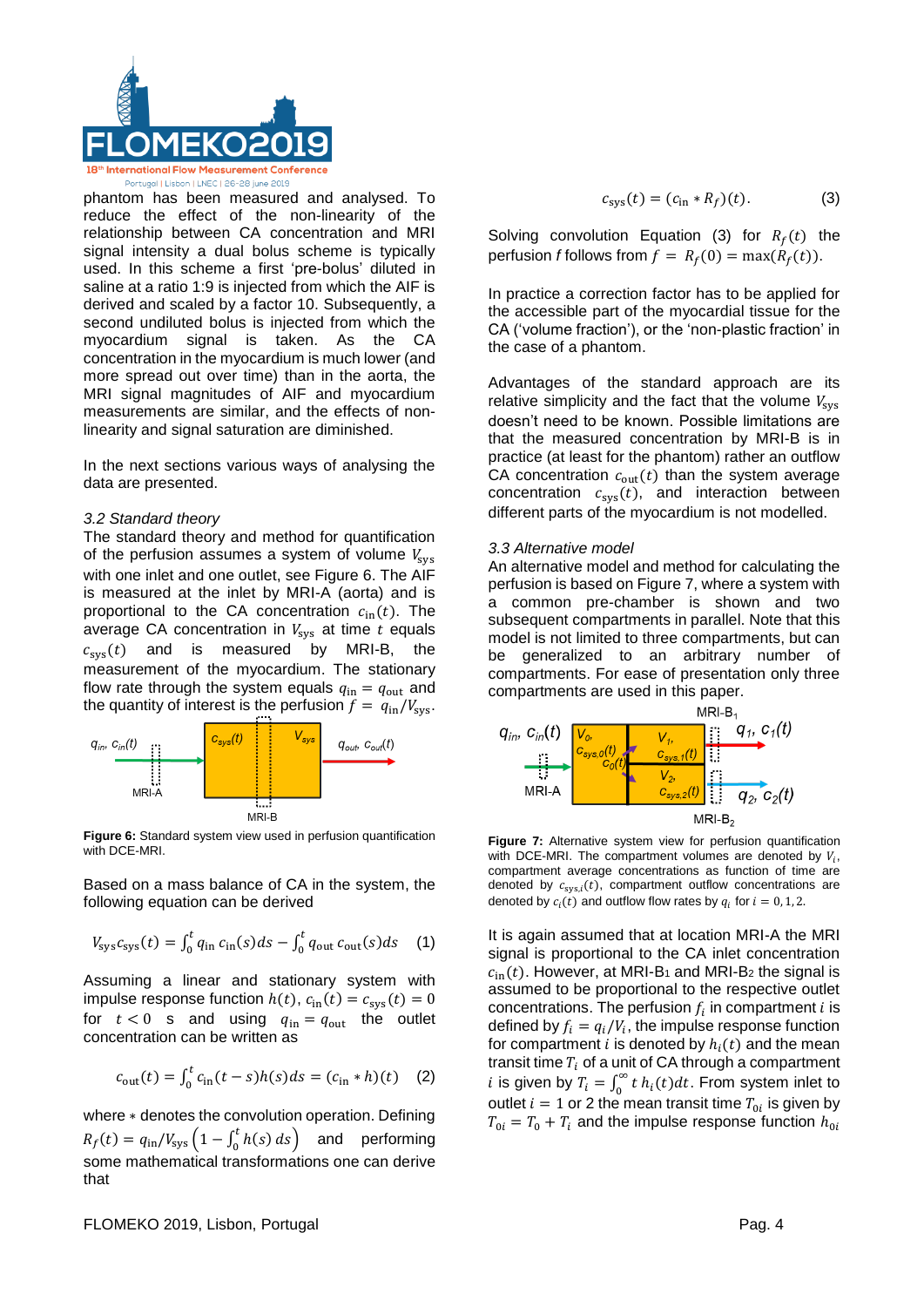phantom has been measured and analysed. To reduce the effect of the non-linearity of the relationship between CA concentration and MRI signal intensity a dual bolus scheme is typically used. In this scheme a first 'pre-bolus' diluted in saline at a ratio 1:9 is injected from which the AIF is derived and scaled by a factor 10. Subsequently, a second undiluted bolus is injected from which the myocardium signal is taken. As the CA concentration in the myocardium is much lower (and more spread out over time) than in the aorta, the MRI signal magnitudes of AIF and myocardium measurements are similar, and the effects of non-linearity and signal saturation are diminished.

In the next sections various ways of analysing the data are presented.

### 3.2 Standard theory

The standard theory and method for quantification of the perfusion assumes a system of volume $V_{\text{sys}}$ with one inlet and one outlet, see Figure 6. The AIF is measured at the inlet by MRI-A (aorta) and is proportional to the CA concentration $c_{\text{in}}(t)$. The average CA concentration in $V_{\text{sys}}$ at time $t$ equals $c_{\text{sys}}(t)$ and is measured by MRI-B, the measurement of the myocardium. The stationary flow rate through the system equals $q_{\text{in}} = q_{\text{out}}$ and the quantity of interest is the perfusion $f = q_{\text{in}}/V_{\text{sys}}$.

**Figure 6:** Standard system view used in perfusion quantification with DCE-MRI.

Based on a mass balance of CA in the system, the following equation can be derived

$$V_{\text{sys}} c_{\text{sys}}(t) = \int_0^t q_{\text{in}}\, c_{\text{in}}(s) ds - \int_0^t q_{\text{out}}\, c_{\text{out}}(s) ds \quad (1)$$

Assuming a linear and stationary system with impulse response function $h(t)$, $c_{\text{in}}(t) = c_{\text{sys}}(t) = 0$ for $t < 0$ s and using $q_{\text{in}} = q_{\text{out}}$ the outlet concentration can be written as

$$c_{\text{out}}(t) = \int_0^t c_{\text{in}}(t-s) h(s) ds = (c_{\text{in}} * h)(t) \quad (2)$$

where $*$ denotes the convolution operation. Defining $R_f(t) = q_{\text{in}}/V_{\text{sys}} \left(1 - \int_0^t h(s)\, ds\right)$ and performing some mathematical transformations one can derive that

$$c_{\text{sys}}(t) = (c_{\text{in}} * R_f)(t). \quad (3)$$

Solving convolution Equation (3) for $R_f(t)$ the perfusion $f$ follows from $f = R_f(0) = \max(R_f(t))$.

In practice a correction factor has to be applied for the accessible part of the myocardial tissue for the CA ('volume fraction'), or the 'non-plastic fraction' in the case of a phantom.

Advantages of the standard approach are its relative simplicity and the fact that the volume $V_{\text{sys}}$ doesn't need to be known. Possible limitations are that the measured concentration by MRI-B is in practice (at least for the phantom) rather an outflow CA concentration $c_{\text{out}}(t)$ than the system average concentration $c_{\text{sys}}(t)$, and interaction between different parts of the myocardium is not modelled.

### 3.3 Alternative model

An alternative model and method for calculating the perfusion is based on Figure 7, where a system with a common pre-chamber is shown and two subsequent compartments in parallel. Note that this model is not limited to three compartments, but can be generalized to an arbitrary number of compartments. For ease of presentation only three compartments are used in this paper.

**Figure 7:** Alternative system view for perfusion quantification with DCE-MRI. The compartment volumes are denoted by $V_i$, compartment average concentrations as function of time are denoted by $c_{\text{sys},i}(t)$, compartment outflow concentrations are denoted by $c_i(t)$ and outflow flow rates by $q_i$ for $i = 0, 1, 2$.

It is again assumed that at location MRI-A the MRI signal is proportional to the CA inlet concentration $c_{\text{in}}(t)$. However, at MRI-B1 and MRI-B2 the signal is assumed to be proportional to the respective outlet concentrations. The perfusion $f_i$ in compartment $i$ is defined by $f_i = q_i/V_i$, the impulse response function for compartment $i$ is denoted by $h_i(t)$ and the mean transit time $T_i$ of a unit of CA through a compartment $i$ is given by $T_i = \int_0^\infty t\, h_i(t) dt$. From system inlet to outlet $i = 1$ or 2 the mean transit time $T_{0i}$ is given by $T_{0i} = T_0 + T_i$ and the impulse response function $h_{0i}$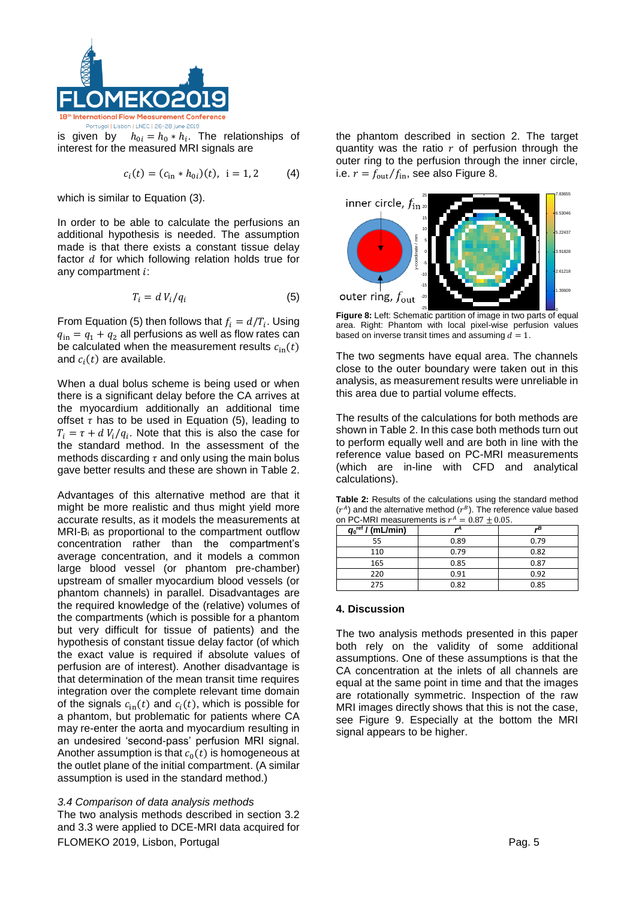is given by $h_{0i} = h_0 * h_i$. The relationships of interest for the measured MRI signals are

$$c_i(t) = (c_{\text{in}} * h_{0i})(t), \ \ i = 1, 2 \qquad (4)$$

which is similar to Equation (3).

In order to be able to calculate the perfusions an additional hypothesis is needed. The assumption made is that there exists a constant tissue delay factor $d$ for which following relation holds true for any compartment $i$:

$$T_i = d\, V_i / q_i \qquad (5)$$

From Equation (5) then follows that $f_i = d/T_i$. Using $q_{\text{in}} = q_1 + q_2$ all perfusions as well as flow rates can be calculated when the measurement results $c_{\text{in}}(t)$ and $c_i(t)$ are available.

When a dual bolus scheme is being used or when there is a significant delay before the CA arrives at the myocardium additionally an additional time offset $\tau$ has to be used in Equation (5), leading to $T_i = \tau + d\, V_i/q_i$. Note that this is also the case for the standard method. In the assessment of the methods discarding $\tau$ and only using the main bolus gave better results and these are shown in Table 2.

Advantages of this alternative method are that it might be more realistic and thus might yield more accurate results, as it models the measurements at MRI-$B_i$ as proportional to the compartment outflow concentration rather than the compartment's average concentration, and it models a common large blood vessel (or phantom pre-chamber) upstream of smaller myocardium blood vessels (or phantom channels) in parallel. Disadvantages are the required knowledge of the (relative) volumes of the compartments (which is possible for a phantom but very difficult for tissue of patients) and the hypothesis of constant tissue delay factor (of which the exact value is required if absolute values of perfusion are of interest). Another disadvantage is that determination of the mean transit time requires integration over the complete relevant time domain of the signals $c_{\text{in}}(t)$ and $c_i(t)$, which is possible for a phantom, but problematic for patients where CA may re-enter the aorta and myocardium resulting in an undesired 'second-pass' perfusion MRI signal. Another assumption is that $c_0(t)$ is homogeneous at the outlet plane of the initial compartment. (A similar assumption is used in the standard method.)

### *3.4 Comparison of data analysis methods*

The two analysis methods described in section 3.2 and 3.3 were applied to DCE-MRI data acquired for the phantom described in section 2. The target quantity was the ratio $r$ of perfusion through the outer ring to the perfusion through the inner circle, i.e. $r = f_{\text{out}}/f_{\text{in}}$, see also Figure 8.

**Figure 8:** Left: Schematic partition of image in two parts of equal area. Right: Phantom with local pixel-wise perfusion values based on inverse transit times and assuming $d = 1$.

The two segments have equal area. The channels close to the outer boundary were taken out in this analysis, as measurement results were unreliable in this area due to partial volume effects.

The results of the calculations for both methods are shown in Table 2. In this case both methods turn out to perform equally well and are both in line with the reference value based on PC-MRI measurements (which are in-line with CFD and analytical calculations).

**Table 2:** Results of the calculations using the standard method ($r^A$) and the alternative method ($r^B$). The reference value based on PC-MRI measurements is $r^A = 0.87 \pm 0.05$.

| $q_0^{ref}$ / (mL/min) | $r^A$ | $r^B$ |
|---|---|---|
| 55 | 0.89 | 0.79 |
| 110 | 0.79 | 0.82 |
| 165 | 0.85 | 0.87 |
| 220 | 0.91 | 0.92 |
| 275 | 0.82 | 0.85 |

## 4. Discussion

The two analysis methods presented in this paper both rely on the validity of some additional assumptions. One of these assumptions is that the CA concentration at the inlets of all channels are equal at the same point in time and that the images are rotationally symmetric. Inspection of the raw MRI images directly shows that this is not the case, see Figure 9. Especially at the bottom the MRI signal appears to be higher.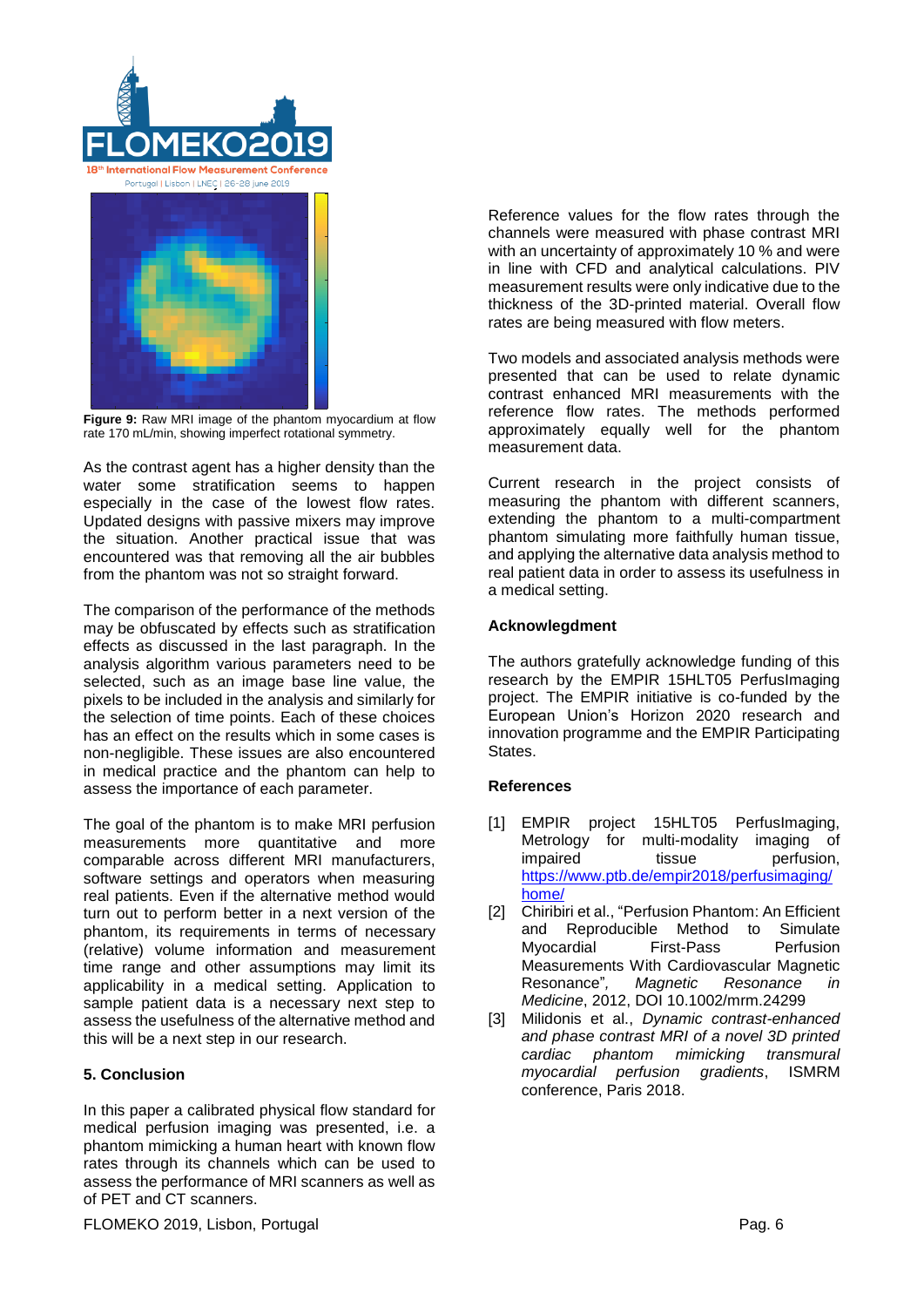Figure 9: Raw MRI image of the phantom myocardium at flow rate 170 mL/min, showing imperfect rotational symmetry.

As the contrast agent has a higher density than the water some stratification seems to happen especially in the case of the lowest flow rates. Updated designs with passive mixers may improve the situation. Another practical issue that was encountered was that removing all the air bubbles from the phantom was not so straight forward.

The comparison of the performance of the methods may be obfuscated by effects such as stratification effects as discussed in the last paragraph. In the analysis algorithm various parameters need to be selected, such as an image base line value, the pixels to be included in the analysis and similarly for the selection of time points. Each of these choices has an effect on the results which in some cases is non-negligible. These issues are also encountered in medical practice and the phantom can help to assess the importance of each parameter.

The goal of the phantom is to make MRI perfusion measurements more quantitative and more comparable across different MRI manufacturers, software settings and operators when measuring real patients. Even if the alternative method would turn out to perform better in a next version of the phantom, its requirements in terms of necessary (relative) volume information and measurement time range and other assumptions may limit its applicability in a medical setting. Application to sample patient data is a necessary next step to assess the usefulness of the alternative method and this will be a next step in our research.

## 5. Conclusion

In this paper a calibrated physical flow standard for medical perfusion imaging was presented, i.e. a phantom mimicking a human heart with known flow rates through its channels which can be used to assess the performance of MRI scanners as well as of PET and CT scanners.

Reference values for the flow rates through the channels were measured with phase contrast MRI with an uncertainty of approximately 10 % and were in line with CFD and analytical calculations. PIV measurement results were only indicative due to the thickness of the 3D-printed material. Overall flow rates are being measured with flow meters.

Two models and associated analysis methods were presented that can be used to relate dynamic contrast enhanced MRI measurements with the reference flow rates. The methods performed approximately equally well for the phantom measurement data.

Current research in the project consists of measuring the phantom with different scanners, extending the phantom to a multi-compartment phantom simulating more faithfully human tissue, and applying the alternative data analysis method to real patient data in order to assess its usefulness in a medical setting.

## Acknowlegdment

The authors gratefully acknowledge funding of this research by the EMPIR 15HLT05 PerfusImaging project. The EMPIR initiative is co-funded by the European Union's Horizon 2020 research and innovation programme and the EMPIR Participating States.

## References

[1] EMPIR project 15HLT05 PerfusImaging, Metrology for multi-modality imaging of impaired tissue perfusion, https://www.ptb.de/empir2018/perfusimaging/home/

[2] Chiribiri et al., "Perfusion Phantom: An Efficient and Reproducible Method to Simulate Myocardial First-Pass Perfusion Measurements With Cardiovascular Magnetic Resonance", *Magnetic Resonance in Medicine*, 2012, DOI 10.1002/mrm.24299

[3] Milidonis et al., *Dynamic contrast-enhanced and phase contrast MRI of a novel 3D printed cardiac phantom mimicking transmural myocardial perfusion gradients*, ISMRM conference, Paris 2018.